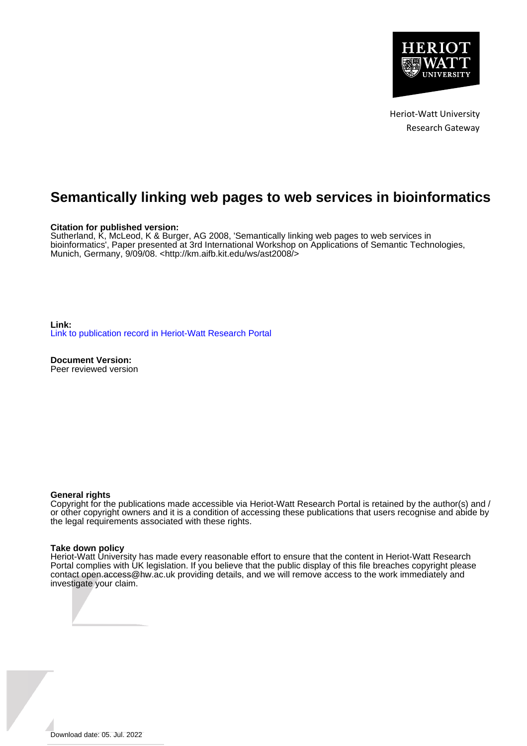Heriot-Watt University
Research Gateway

# Semantically linking web pages to web services in bioinformatics

**Citation for published version:**
Sutherland, K, McLeod, K & Burger, AG 2008, 'Semantically linking web pages to web services in bioinformatics', Paper presented at 3rd International Workshop on Applications of Semantic Technologies, Munich, Germany, 9/09/08. <http://km.aifb.kit.edu/ws/ast2008/>

**Link:**
Link to publication record in Heriot-Watt Research Portal

**Document Version:**
Peer reviewed version

**General rights**
Copyright for the publications made accessible via Heriot-Watt Research Portal is retained by the author(s) and / or other copyright owners and it is a condition of accessing these publications that users recognise and abide by the legal requirements associated with these rights.

**Take down policy**
Heriot-Watt University has made every reasonable effort to ensure that the content in Heriot-Watt Research Portal complies with UK legislation. If you believe that the public display of this file breaches copyright please contact open.access@hw.ac.uk providing details, and we will remove access to the work immediately and investigate your claim.

Download date: 05. Jul. 2022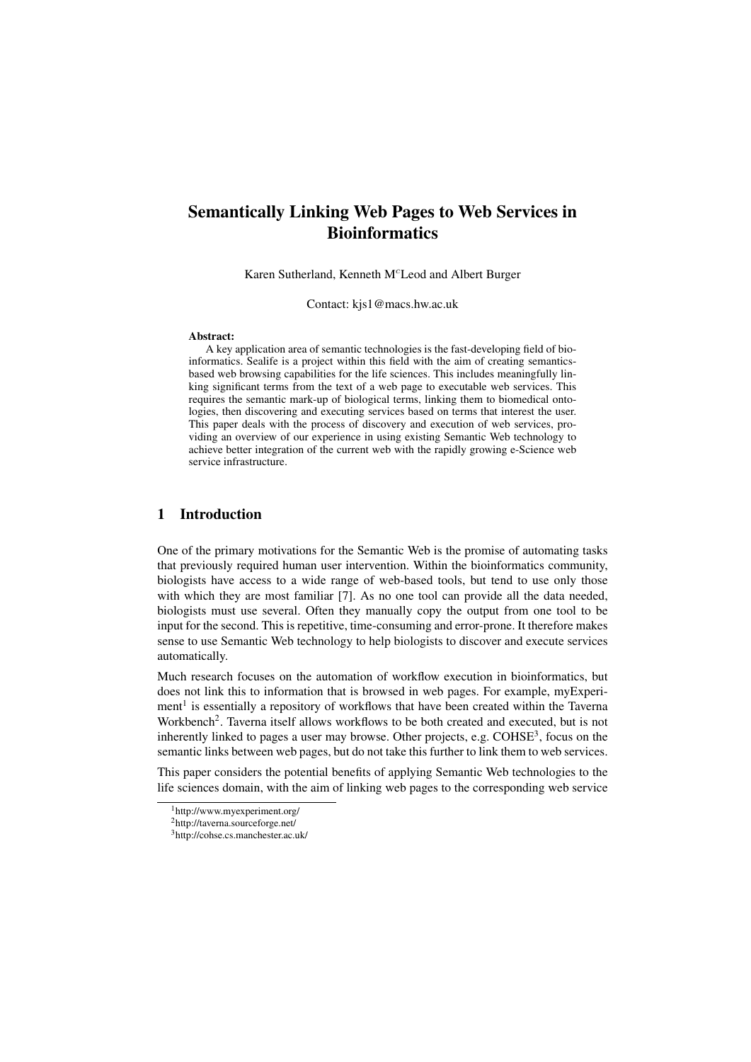# Semantically Linking Web Pages to Web Services in Bioinformatics

Karen Sutherland, Kenneth M$^c$Leod and Albert Burger

Contact: kjs1@macs.hw.ac.uk

**Abstract:**

A key application area of semantic technologies is the fast-developing field of bioinformatics. Sealife is a project within this field with the aim of creating semantics-based web browsing capabilities for the life sciences. This includes meaningfully linking significant terms from the text of a web page to executable web services. This requires the semantic mark-up of biological terms, linking them to biomedical ontologies, then discovering and executing services based on terms that interest the user. This paper deals with the process of discovery and execution of web services, providing an overview of our experience in using existing Semantic Web technology to achieve better integration of the current web with the rapidly growing e-Science web service infrastructure.

## 1 Introduction

One of the primary motivations for the Semantic Web is the promise of automating tasks that previously required human user intervention. Within the bioinformatics community, biologists have access to a wide range of web-based tools, but tend to use only those with which they are most familiar [7]. As no one tool can provide all the data needed, biologists must use several. Often they manually copy the output from one tool to be input for the second. This is repetitive, time-consuming and error-prone. It therefore makes sense to use Semantic Web technology to help biologists to discover and execute services automatically.

Much research focuses on the automation of workflow execution in bioinformatics, but does not link this to information that is browsed in web pages. For example, myExperiment[1] is essentially a repository of workflows that have been created within the Taverna Workbench[2]. Taverna itself allows workflows to be both created and executed, but is not inherently linked to pages a user may browse. Other projects, e.g. COHSE[3], focus on the semantic links between web pages, but do not take this further to link them to web services.

This paper considers the potential benefits of applying Semantic Web technologies to the life sciences domain, with the aim of linking web pages to the corresponding web service

[1] http://www.myexperiment.org/

[2] http://taverna.sourceforge.net/

[3] http://cohse.cs.manchester.ac.uk/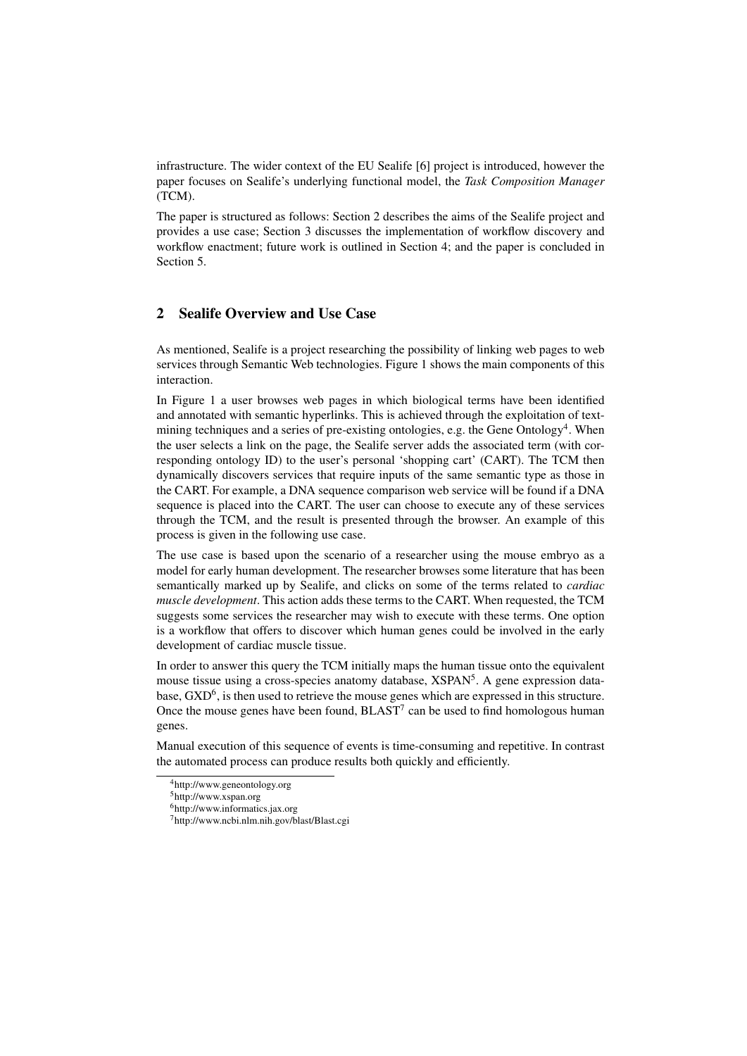infrastructure. The wider context of the EU Sealife [6] project is introduced, however the paper focuses on Sealife's underlying functional model, the *Task Composition Manager* (TCM).

The paper is structured as follows: Section 2 describes the aims of the Sealife project and provides a use case; Section 3 discusses the implementation of workflow discovery and workflow enactment; future work is outlined in Section 4; and the paper is concluded in Section 5.

## 2 Sealife Overview and Use Case

As mentioned, Sealife is a project researching the possibility of linking web pages to web services through Semantic Web technologies. Figure 1 shows the main components of this interaction.

In Figure 1 a user browses web pages in which biological terms have been identified and annotated with semantic hyperlinks. This is achieved through the exploitation of text-mining techniques and a series of pre-existing ontologies, e.g. the Gene Ontology[4]. When the user selects a link on the page, the Sealife server adds the associated term (with corresponding ontology ID) to the user's personal 'shopping cart' (CART). The TCM then dynamically discovers services that require inputs of the same semantic type as those in the CART. For example, a DNA sequence comparison web service will be found if a DNA sequence is placed into the CART. The user can choose to execute any of these services through the TCM, and the result is presented through the browser. An example of this process is given in the following use case.

The use case is based upon the scenario of a researcher using the mouse embryo as a model for early human development. The researcher browses some literature that has been semantically marked up by Sealife, and clicks on some of the terms related to *cardiac muscle development*. This action adds these terms to the CART. When requested, the TCM suggests some services the researcher may wish to execute with these terms. One option is a workflow that offers to discover which human genes could be involved in the early development of cardiac muscle tissue.

In order to answer this query the TCM initially maps the human tissue onto the equivalent mouse tissue using a cross-species anatomy database, XSPAN[5]. A gene expression database, GXD[6], is then used to retrieve the mouse genes which are expressed in this structure. Once the mouse genes have been found, BLAST[7] can be used to find homologous human genes.

Manual execution of this sequence of events is time-consuming and repetitive. In contrast the automated process can produce results both quickly and efficiently.

[4] http://www.geneontology.org

[5] http://www.xspan.org

[6] http://www.informatics.jax.org

[7] http://www.ncbi.nlm.nih.gov/blast/Blast.cgi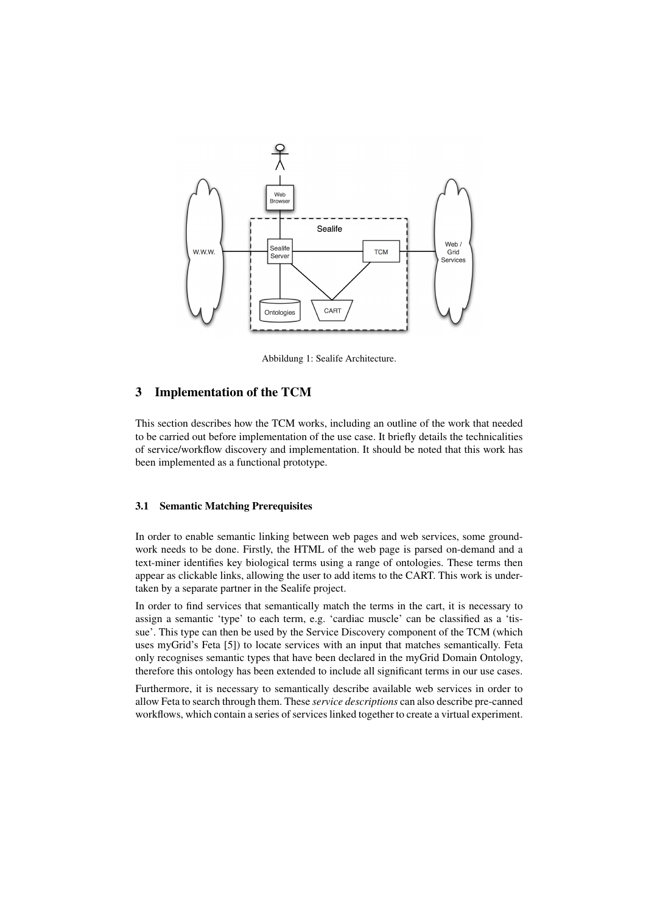Abbildung 1: Sealife Architecture.

## 3 Implementation of the TCM

This section describes how the TCM works, including an outline of the work that needed to be carried out before implementation of the use case. It briefly details the technicalities of service/workflow discovery and implementation. It should be noted that this work has been implemented as a functional prototype.

### 3.1 Semantic Matching Prerequisites

In order to enable semantic linking between web pages and web services, some groundwork needs to be done. Firstly, the HTML of the web page is parsed on-demand and a text-miner identifies key biological terms using a range of ontologies. These terms then appear as clickable links, allowing the user to add items to the CART. This work is undertaken by a separate partner in the Sealife project.

In order to find services that semantically match the terms in the cart, it is necessary to assign a semantic 'type' to each term, e.g. 'cardiac muscle' can be classified as a 'tissue'. This type can then be used by the Service Discovery component of the TCM (which uses myGrid's Feta [5]) to locate services with an input that matches semantically. Feta only recognises semantic types that have been declared in the myGrid Domain Ontology, therefore this ontology has been extended to include all significant terms in our use cases.

Furthermore, it is necessary to semantically describe available web services in order to allow Feta to search through them. These *service descriptions* can also describe pre-canned workflows, which contain a series of services linked together to create a virtual experiment.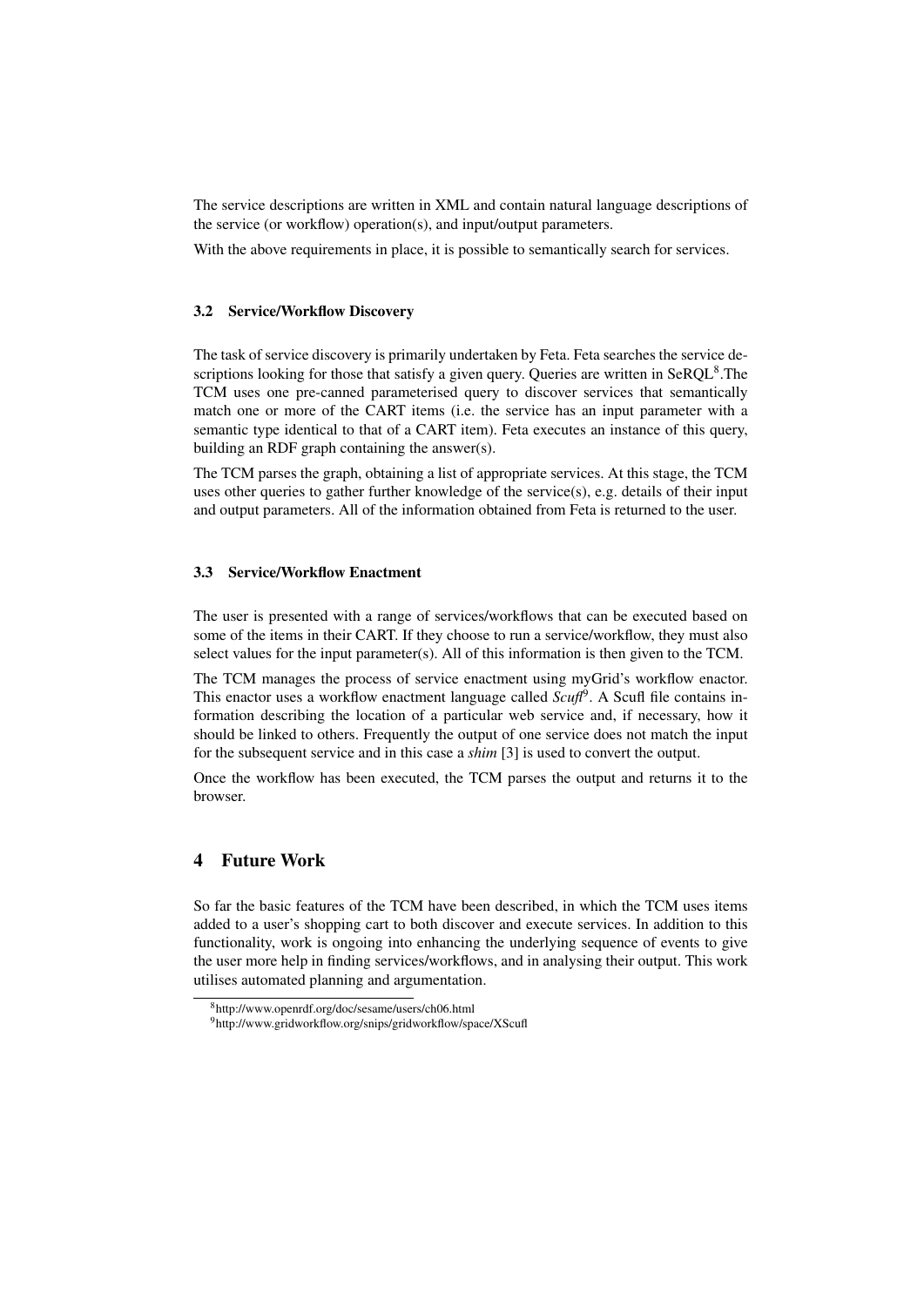The service descriptions are written in XML and contain natural language descriptions of the service (or workflow) operation(s), and input/output parameters.

With the above requirements in place, it is possible to semantically search for services.

### 3.2 Service/Workflow Discovery

The task of service discovery is primarily undertaken by Feta. Feta searches the service descriptions looking for those that satisfy a given query. Queries are written in SeRQL[8].The TCM uses one pre-canned parameterised query to discover services that semantically match one or more of the CART items (i.e. the service has an input parameter with a semantic type identical to that of a CART item). Feta executes an instance of this query, building an RDF graph containing the answer(s).

The TCM parses the graph, obtaining a list of appropriate services. At this stage, the TCM uses other queries to gather further knowledge of the service(s), e.g. details of their input and output parameters. All of the information obtained from Feta is returned to the user.

### 3.3 Service/Workflow Enactment

The user is presented with a range of services/workflows that can be executed based on some of the items in their CART. If they choose to run a service/workflow, they must also select values for the input parameter(s). All of this information is then given to the TCM.

The TCM manages the process of service enactment using myGrid's workflow enactor. This enactor uses a workflow enactment language called *Scufl*[9]. A Scufl file contains information describing the location of a particular web service and, if necessary, how it should be linked to others. Frequently the output of one service does not match the input for the subsequent service and in this case a *shim* [3] is used to convert the output.

Once the workflow has been executed, the TCM parses the output and returns it to the browser.

## 4 Future Work

So far the basic features of the TCM have been described, in which the TCM uses items added to a user's shopping cart to both discover and execute services. In addition to this functionality, work is ongoing into enhancing the underlying sequence of events to give the user more help in finding services/workflows, and in analysing their output. This work utilises automated planning and argumentation.

[8] http://www.openrdf.org/doc/sesame/users/ch06.html

[9] http://www.gridworkflow.org/snips/gridworkflow/space/XScufl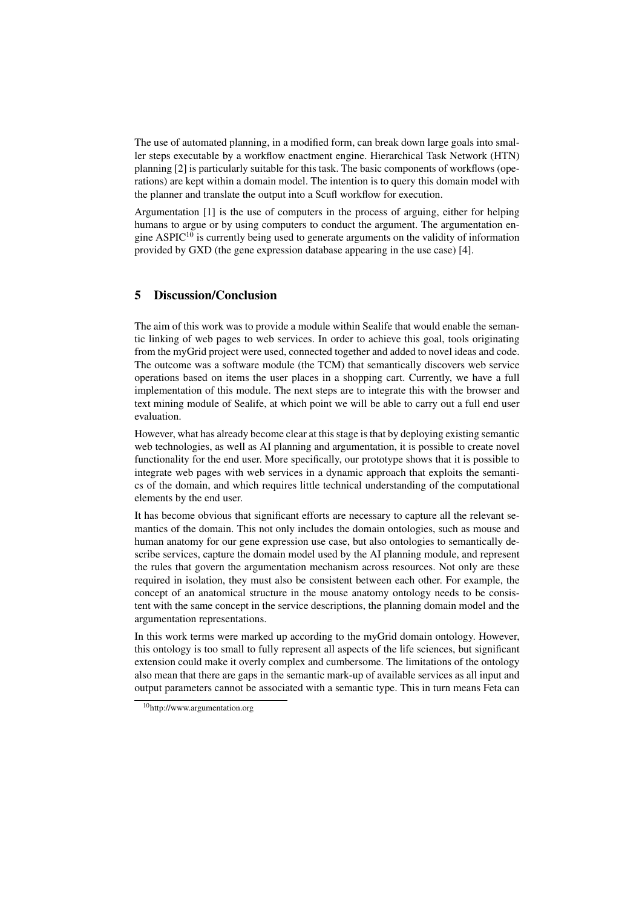The use of automated planning, in a modified form, can break down large goals into smaller steps executable by a workflow enactment engine. Hierarchical Task Network (HTN) planning [2] is particularly suitable for this task. The basic components of workflows (operations) are kept within a domain model. The intention is to query this domain model with the planner and translate the output into a Scufl workflow for execution.

Argumentation [1] is the use of computers in the process of arguing, either for helping humans to argue or by using computers to conduct the argument. The argumentation engine ASPIC[10] is currently being used to generate arguments on the validity of information provided by GXD (the gene expression database appearing in the use case) [4].

## 5 Discussion/Conclusion

The aim of this work was to provide a module within Sealife that would enable the semantic linking of web pages to web services. In order to achieve this goal, tools originating from the myGrid project were used, connected together and added to novel ideas and code. The outcome was a software module (the TCM) that semantically discovers web service operations based on items the user places in a shopping cart. Currently, we have a full implementation of this module. The next steps are to integrate this with the browser and text mining module of Sealife, at which point we will be able to carry out a full end user evaluation.

However, what has already become clear at this stage is that by deploying existing semantic web technologies, as well as AI planning and argumentation, it is possible to create novel functionality for the end user. More specifically, our prototype shows that it is possible to integrate web pages with web services in a dynamic approach that exploits the semantics of the domain, and which requires little technical understanding of the computational elements by the end user.

It has become obvious that significant efforts are necessary to capture all the relevant semantics of the domain. This not only includes the domain ontologies, such as mouse and human anatomy for our gene expression use case, but also ontologies to semantically describe services, capture the domain model used by the AI planning module, and represent the rules that govern the argumentation mechanism across resources. Not only are these required in isolation, they must also be consistent between each other. For example, the concept of an anatomical structure in the mouse anatomy ontology needs to be consistent with the same concept in the service descriptions, the planning domain model and the argumentation representations.

In this work terms were marked up according to the myGrid domain ontology. However, this ontology is too small to fully represent all aspects of the life sciences, but significant extension could make it overly complex and cumbersome. The limitations of the ontology also mean that there are gaps in the semantic mark-up of available services as all input and output parameters cannot be associated with a semantic type. This in turn means Feta can

[10] http://www.argumentation.org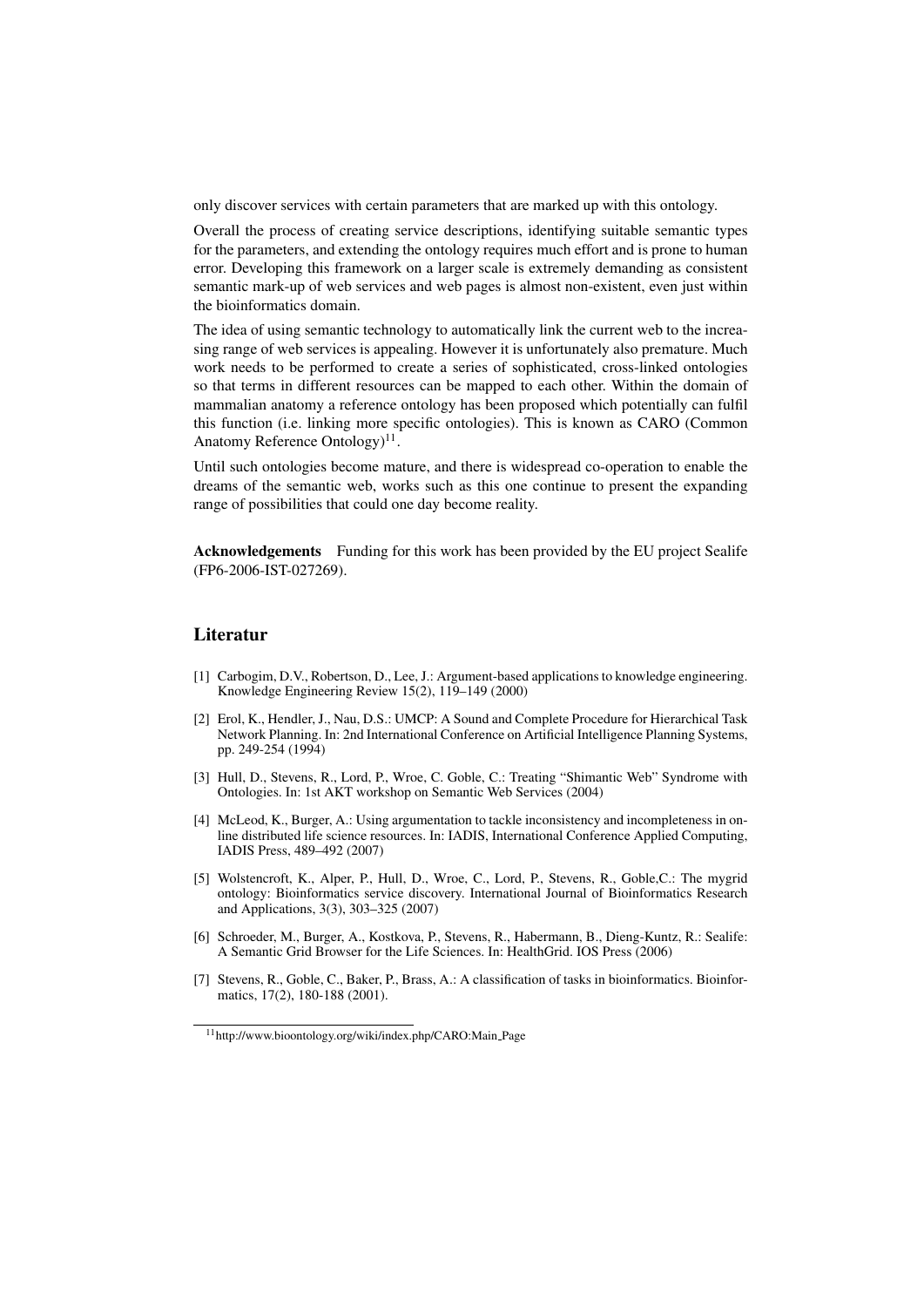only discover services with certain parameters that are marked up with this ontology.

Overall the process of creating service descriptions, identifying suitable semantic types for the parameters, and extending the ontology requires much effort and is prone to human error. Developing this framework on a larger scale is extremely demanding as consistent semantic mark-up of web services and web pages is almost non-existent, even just within the bioinformatics domain.

The idea of using semantic technology to automatically link the current web to the increasing range of web services is appealing. However it is unfortunately also premature. Much work needs to be performed to create a series of sophisticated, cross-linked ontologies so that terms in different resources can be mapped to each other. Within the domain of mammalian anatomy a reference ontology has been proposed which potentially can fulfil this function (i.e. linking more specific ontologies). This is known as CARO (Common Anatomy Reference Ontology)[11].

Until such ontologies become mature, and there is widespread co-operation to enable the dreams of the semantic web, works such as this one continue to present the expanding range of possibilities that could one day become reality.

**Acknowledgements** Funding for this work has been provided by the EU project Sealife (FP6-2006-IST-027269).

## Literatur

[1] Carbogim, D.V., Robertson, D., Lee, J.: Argument-based applications to knowledge engineering. Knowledge Engineering Review 15(2), 119–149 (2000)

[2] Erol, K., Hendler, J., Nau, D.S.: UMCP: A Sound and Complete Procedure for Hierarchical Task Network Planning. In: 2nd International Conference on Artificial Intelligence Planning Systems, pp. 249-254 (1994)

[3] Hull, D., Stevens, R., Lord, P., Wroe, C. Goble, C.: Treating "Shimantic Web" Syndrome with Ontologies. In: 1st AKT workshop on Semantic Web Services (2004)

[4] McLeod, K., Burger, A.: Using argumentation to tackle inconsistency and incompleteness in online distributed life science resources. In: IADIS, International Conference Applied Computing, IADIS Press, 489–492 (2007)

[5] Wolstencroft, K., Alper, P., Hull, D., Wroe, C., Lord, P., Stevens, R., Goble,C.: The mygrid ontology: Bioinformatics service discovery. International Journal of Bioinformatics Research and Applications, 3(3), 303–325 (2007)

[6] Schroeder, M., Burger, A., Kostkova, P., Stevens, R., Habermann, B., Dieng-Kuntz, R.: Sealife: A Semantic Grid Browser for the Life Sciences. In: HealthGrid. IOS Press (2006)

[7] Stevens, R., Goble, C., Baker, P., Brass, A.: A classification of tasks in bioinformatics. Bioinformatics, 17(2), 180-188 (2001).

[11] http://www.bioontology.org/wiki/index.php/CARO:Main_Page